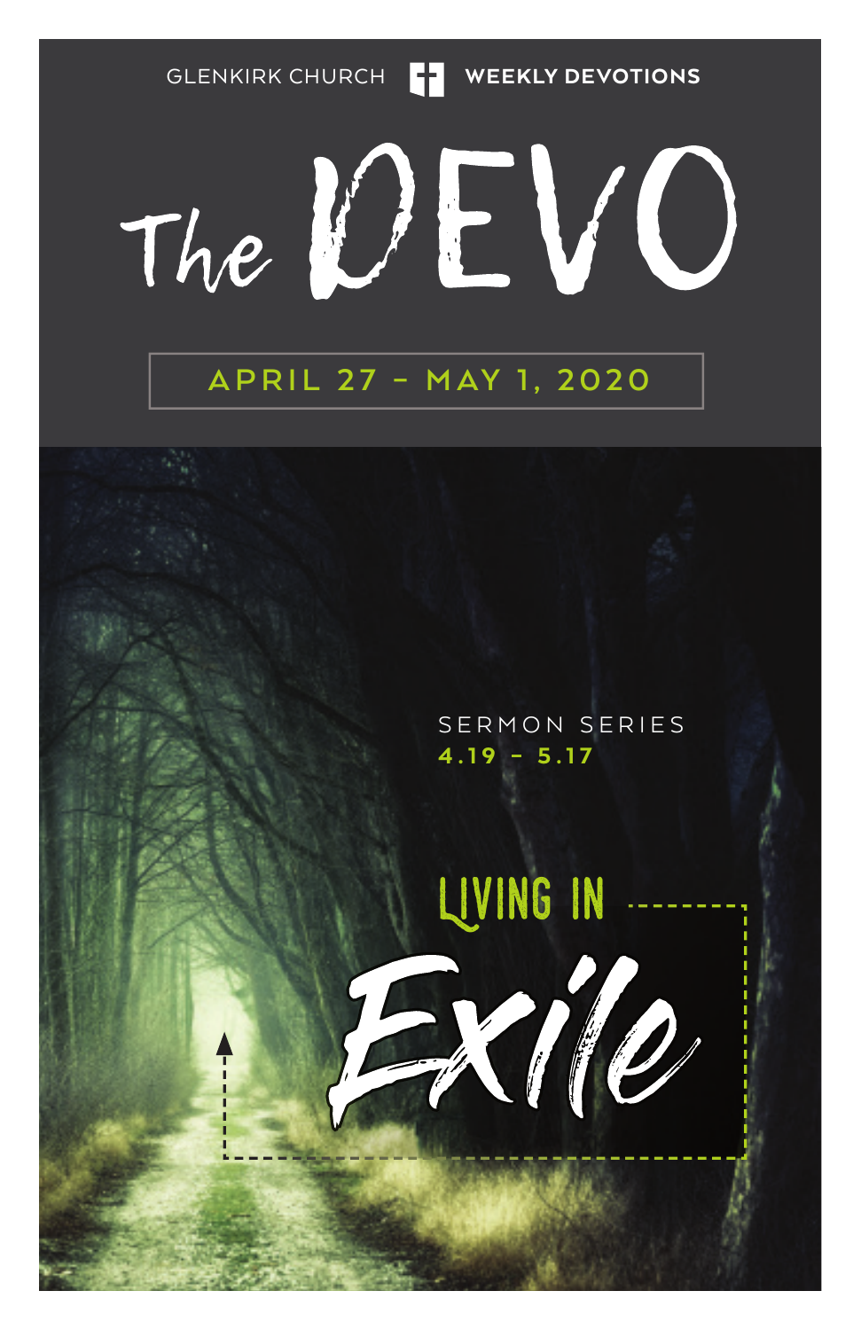GLENKIRK CHURCH **WEEKLY DEVOTIONS**

# The DEVO

APRIL 27 – MAY 1, 2020

SERMON SERIES
**4.19 – 5.17**

## LIVING IN *Exile*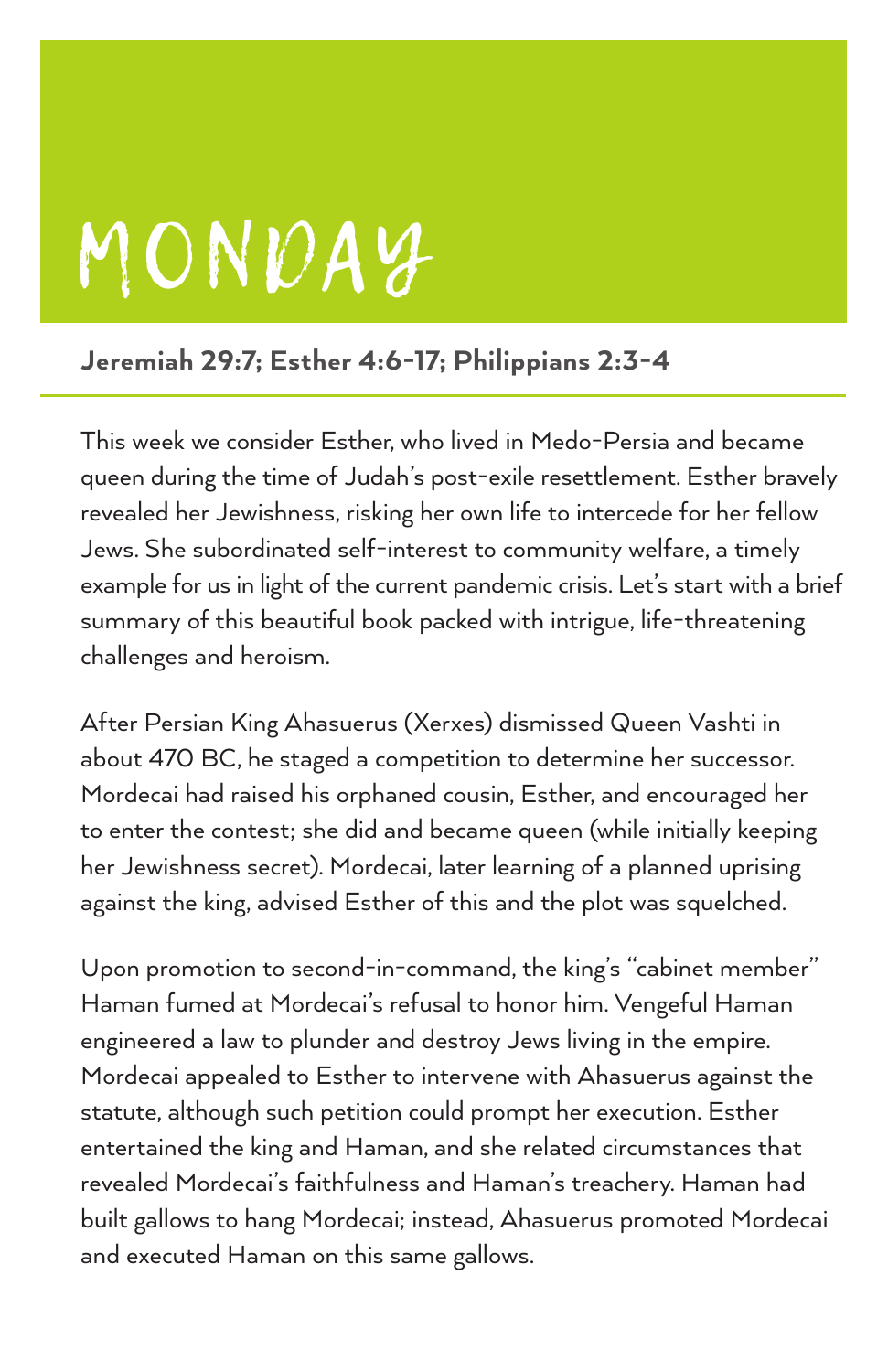# MONDAY

**Jeremiah 29:7; Esther 4:6-17; Philippians 2:3-4**

This week we consider Esther, who lived in Medo-Persia and became queen during the time of Judah's post-exile resettlement. Esther bravely revealed her Jewishness, risking her own life to intercede for her fellow Jews. She subordinated self-interest to community welfare, a timely example for us in light of the current pandemic crisis. Let's start with a brief summary of this beautiful book packed with intrigue, life-threatening challenges and heroism.

After Persian King Ahasuerus (Xerxes) dismissed Queen Vashti in about 470 BC, he staged a competition to determine her successor. Mordecai had raised his orphaned cousin, Esther, and encouraged her to enter the contest; she did and became queen (while initially keeping her Jewishness secret). Mordecai, later learning of a planned uprising against the king, advised Esther of this and the plot was squelched.

Upon promotion to second-in-command, the king's "cabinet member" Haman fumed at Mordecai's refusal to honor him. Vengeful Haman engineered a law to plunder and destroy Jews living in the empire. Mordecai appealed to Esther to intervene with Ahasuerus against the statute, although such petition could prompt her execution. Esther entertained the king and Haman, and she related circumstances that revealed Mordecai's faithfulness and Haman's treachery. Haman had built gallows to hang Mordecai; instead, Ahasuerus promoted Mordecai and executed Haman on this same gallows.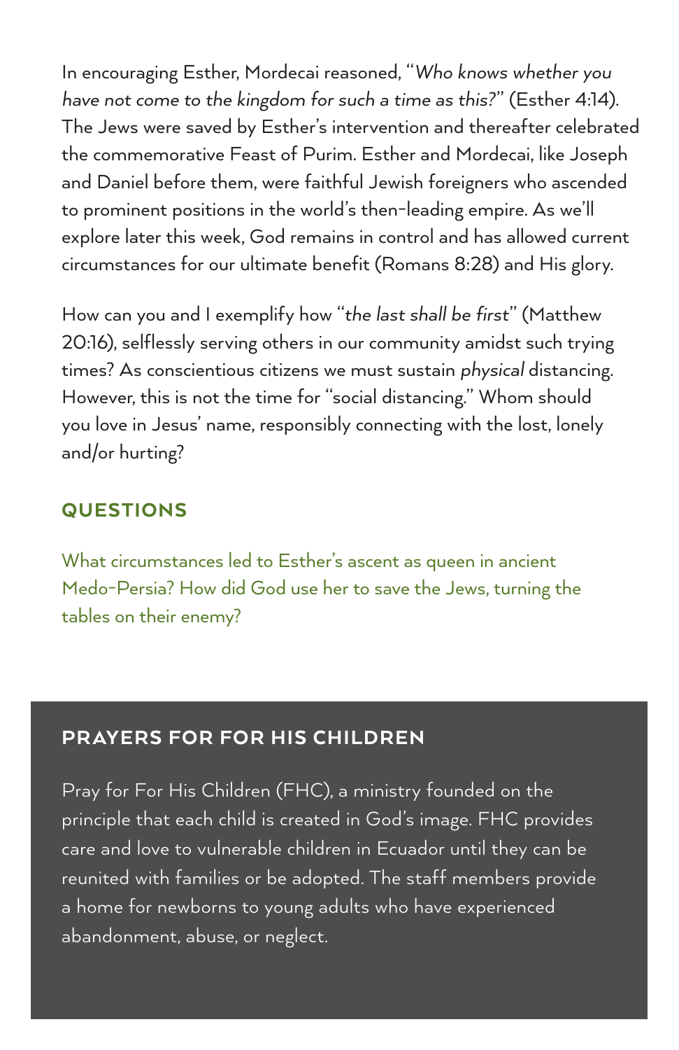In encouraging Esther, Mordecai reasoned, "*Who knows whether you have not come to the kingdom for such a time as this?*" (Esther 4:14). The Jews were saved by Esther's intervention and thereafter celebrated the commemorative Feast of Purim. Esther and Mordecai, like Joseph and Daniel before them, were faithful Jewish foreigners who ascended to prominent positions in the world's then-leading empire. As we'll explore later this week, God remains in control and has allowed current circumstances for our ultimate benefit (Romans 8:28) and His glory.

How can you and I exemplify how "*the last shall be first*" (Matthew 20:16), selflessly serving others in our community amidst such trying times? As conscientious citizens we must sustain *physical* distancing. However, this is not the time for "social distancing." Whom should you love in Jesus' name, responsibly connecting with the lost, lonely and/or hurting?

## QUESTIONS

What circumstances led to Esther's ascent as queen in ancient Medo-Persia? How did God use her to save the Jews, turning the tables on their enemy?

## PRAYERS FOR FOR HIS CHILDREN

Pray for For His Children (FHC), a ministry founded on the principle that each child is created in God's image. FHC provides care and love to vulnerable children in Ecuador until they can be reunited with families or be adopted. The staff members provide a home for newborns to young adults who have experienced abandonment, abuse, or neglect.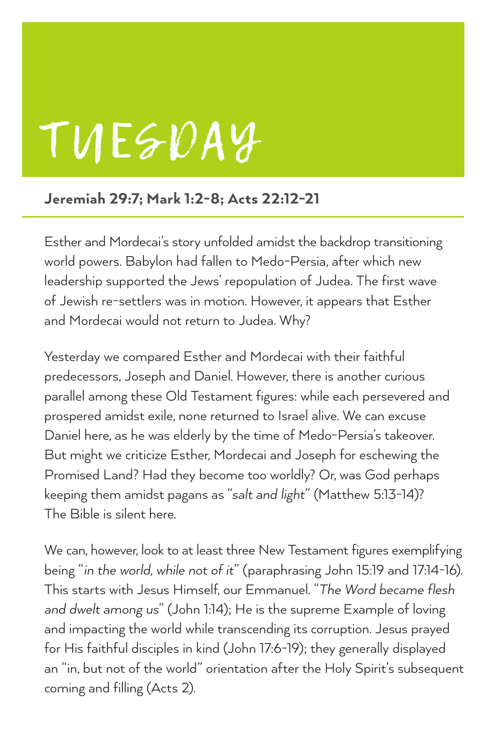# TUESDAY

**Jeremiah 29:7; Mark 1:2-8; Acts 22:12-21**

Esther and Mordecai's story unfolded amidst the backdrop transitioning world powers. Babylon had fallen to Medo-Persia, after which new leadership supported the Jews' repopulation of Judea. The first wave of Jewish re-settlers was in motion. However, it appears that Esther and Mordecai would not return to Judea. Why?

Yesterday we compared Esther and Mordecai with their faithful predecessors, Joseph and Daniel. However, there is another curious parallel among these Old Testament figures: while each persevered and prospered amidst exile, none returned to Israel alive. We can excuse Daniel here, as he was elderly by the time of Medo-Persia's takeover. But might we criticize Esther, Mordecai and Joseph for eschewing the Promised Land? Had they become too worldly? Or, was God perhaps keeping them amidst pagans as "*salt and light*" (Matthew 5:13-14)? The Bible is silent here.

We can, however, look to at least three New Testament figures exemplifying being "*in the world, while not of it*" (paraphrasing John 15:19 and 17:14-16). This starts with Jesus Himself, our Emmanuel. "*The Word became flesh and dwelt among us*" (John 1:14); He is the supreme Example of loving and impacting the world while transcending its corruption. Jesus prayed for His faithful disciples in kind (John 17:6-19); they generally displayed an "in, but not of the world" orientation after the Holy Spirit's subsequent coming and filling (Acts 2).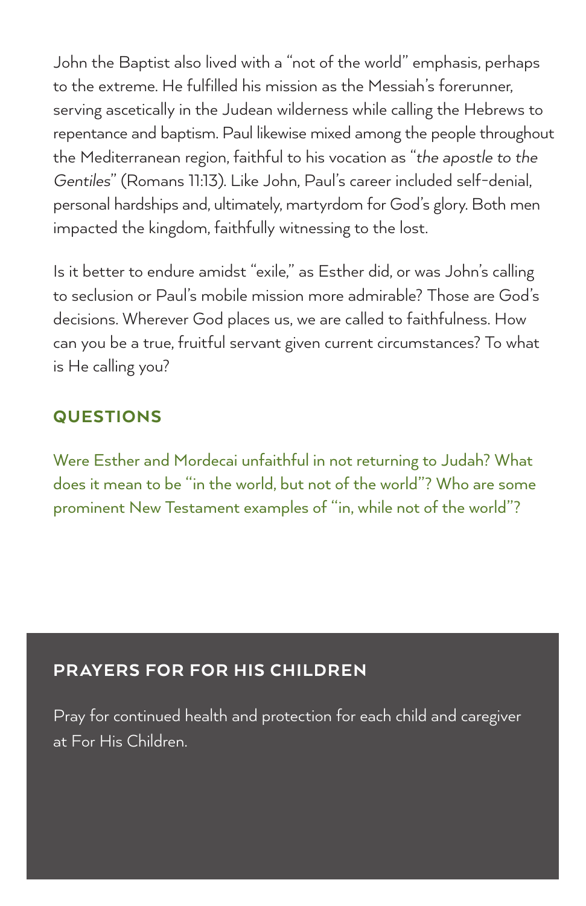John the Baptist also lived with a "not of the world" emphasis, perhaps to the extreme. He fulfilled his mission as the Messiah's forerunner, serving ascetically in the Judean wilderness while calling the Hebrews to repentance and baptism. Paul likewise mixed among the people throughout the Mediterranean region, faithful to his vocation as "*the apostle to the Gentiles*" (Romans 11:13). Like John, Paul's career included self-denial, personal hardships and, ultimately, martyrdom for God's glory. Both men impacted the kingdom, faithfully witnessing to the lost.

Is it better to endure amidst "exile," as Esther did, or was John's calling to seclusion or Paul's mobile mission more admirable? Those are God's decisions. Wherever God places us, we are called to faithfulness. How can you be a true, fruitful servant given current circumstances? To what is He calling you?

## QUESTIONS

Were Esther and Mordecai unfaithful in not returning to Judah? What does it mean to be "in the world, but not of the world"? Who are some prominent New Testament examples of "in, while not of the world"?

## PRAYERS FOR FOR HIS CHILDREN

Pray for continued health and protection for each child and caregiver at For His Children.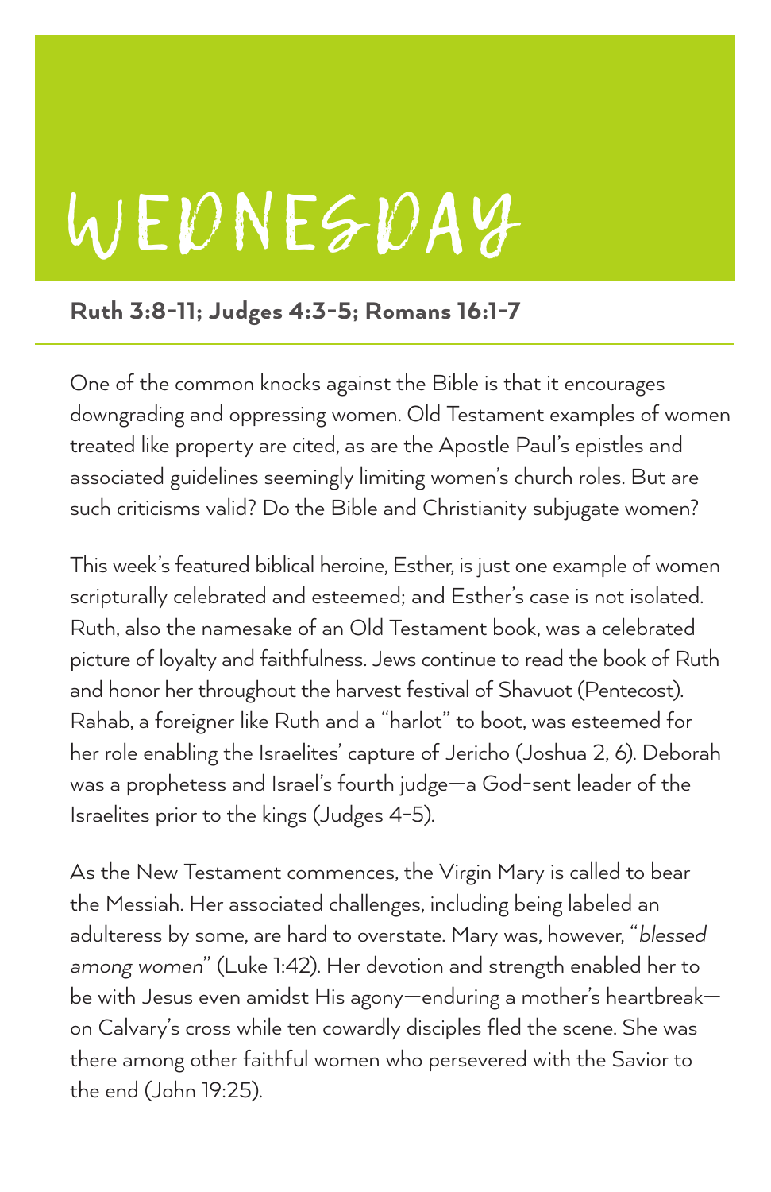# WEDNESDAY

**Ruth 3:8-11; Judges 4:3-5; Romans 16:1-7**

---

One of the common knocks against the Bible is that it encourages downgrading and oppressing women. Old Testament examples of women treated like property are cited, as are the Apostle Paul's epistles and associated guidelines seemingly limiting women's church roles. But are such criticisms valid? Do the Bible and Christianity subjugate women?

This week's featured biblical heroine, Esther, is just one example of women scripturally celebrated and esteemed; and Esther's case is not isolated. Ruth, also the namesake of an Old Testament book, was a celebrated picture of loyalty and faithfulness. Jews continue to read the book of Ruth and honor her throughout the harvest festival of Shavuot (Pentecost). Rahab, a foreigner like Ruth and a "harlot" to boot, was esteemed for her role enabling the Israelites' capture of Jericho (Joshua 2, 6). Deborah was a prophetess and Israel's fourth judge—a God-sent leader of the Israelites prior to the kings (Judges 4-5).

As the New Testament commences, the Virgin Mary is called to bear the Messiah. Her associated challenges, including being labeled an adulteress by some, are hard to overstate. Mary was, however, "*blessed among women*" (Luke 1:42). Her devotion and strength enabled her to be with Jesus even amidst His agony—enduring a mother's heartbreak—on Calvary's cross while ten cowardly disciples fled the scene. She was there among other faithful women who persevered with the Savior to the end (John 19:25).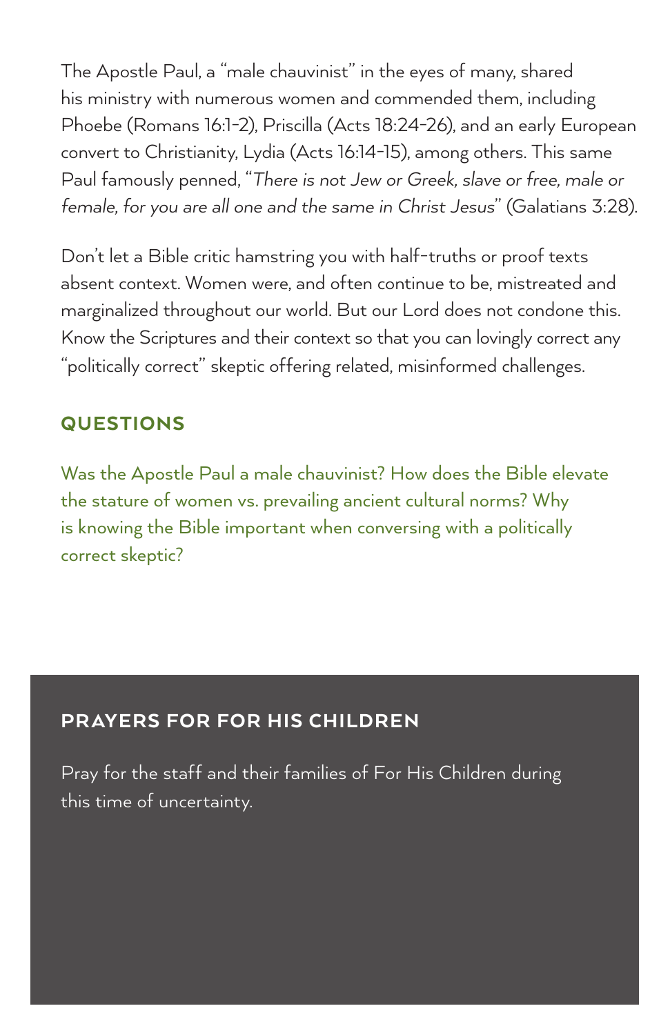The Apostle Paul, a "male chauvinist" in the eyes of many, shared his ministry with numerous women and commended them, including Phoebe (Romans 16:1-2), Priscilla (Acts 18:24-26), and an early European convert to Christianity, Lydia (Acts 16:14-15), among others. This same Paul famously penned, "*There is not Jew or Greek, slave or free, male or female, for you are all one and the same in Christ Jesus*" (Galatians 3:28).

Don't let a Bible critic hamstring you with half-truths or proof texts absent context. Women were, and often continue to be, mistreated and marginalized throughout our world. But our Lord does not condone this. Know the Scriptures and their context so that you can lovingly correct any "politically correct" skeptic offering related, misinformed challenges.

## QUESTIONS

Was the Apostle Paul a male chauvinist? How does the Bible elevate the stature of women vs. prevailing ancient cultural norms? Why is knowing the Bible important when conversing with a politically correct skeptic?

## PRAYERS FOR FOR HIS CHILDREN

Pray for the staff and their families of For His Children during this time of uncertainty.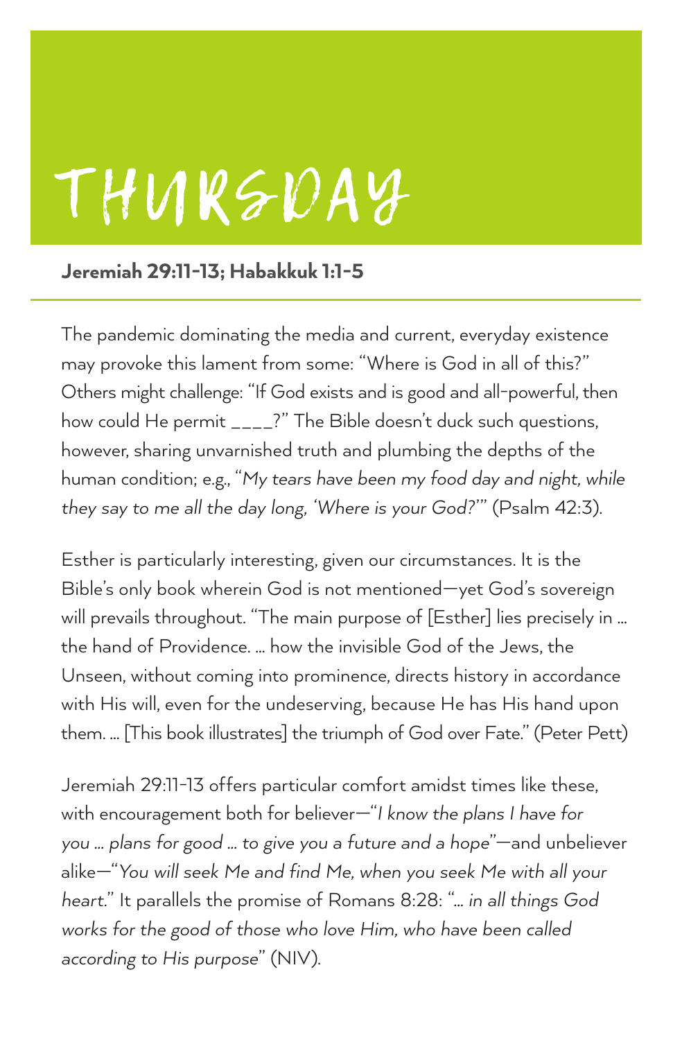# THURSDAY

**Jeremiah 29:11-13; Habakkuk 1:1-5**

The pandemic dominating the media and current, everyday existence may provoke this lament from some: "Where is God in all of this?" Others might challenge: "If God exists and is good and all-powerful, then how could He permit ____?" The Bible doesn't duck such questions, however, sharing unvarnished truth and plumbing the depths of the human condition; e.g., "*My tears have been my food day and night, while they say to me all the day long, 'Where is your God?'*" (Psalm 42:3).

Esther is particularly interesting, given our circumstances. It is the Bible's only book wherein God is not mentioned—yet God's sovereign will prevails throughout. "The main purpose of [Esther] lies precisely in ... the hand of Providence. ... how the invisible God of the Jews, the Unseen, without coming into prominence, directs history in accordance with His will, even for the undeserving, because He has His hand upon them. ... [This book illustrates] the triumph of God over Fate." (Peter Pett)

Jeremiah 29:11-13 offers particular comfort amidst times like these, with encouragement both for believer—"*I know the plans I have for you ... plans for good ... to give you a future and a hope*"—and unbeliever alike—"*You will seek Me and find Me, when you seek Me with all your heart.*" It parallels the promise of Romans 8:28: "*... in all things God works for the good of those who love Him, who have been called according to His purpose*" (NIV).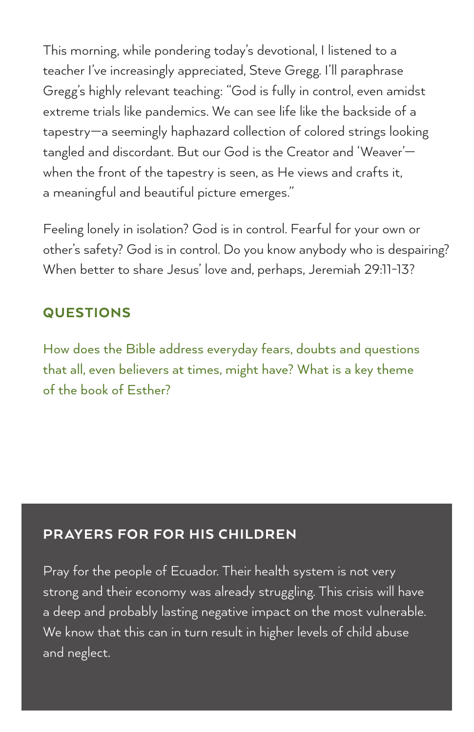This morning, while pondering today's devotional, I listened to a teacher I've increasingly appreciated, Steve Gregg. I'll paraphrase Gregg's highly relevant teaching: "God is fully in control, even amidst extreme trials like pandemics. We can see life like the backside of a tapestry—a seemingly haphazard collection of colored strings looking tangled and discordant. But our God is the Creator and 'Weaver'—when the front of the tapestry is seen, as He views and crafts it, a meaningful and beautiful picture emerges."

Feeling lonely in isolation? God is in control. Fearful for your own or other's safety? God is in control. Do you know anybody who is despairing? When better to share Jesus' love and, perhaps, Jeremiah 29:11–13?

## QUESTIONS

How does the Bible address everyday fears, doubts and questions that all, even believers at times, might have? What is a key theme of the book of Esther?

## PRAYERS FOR FOR HIS CHILDREN

Pray for the people of Ecuador. Their health system is not very strong and their economy was already struggling. This crisis will have a deep and probably lasting negative impact on the most vulnerable. We know that this can in turn result in higher levels of child abuse and neglect.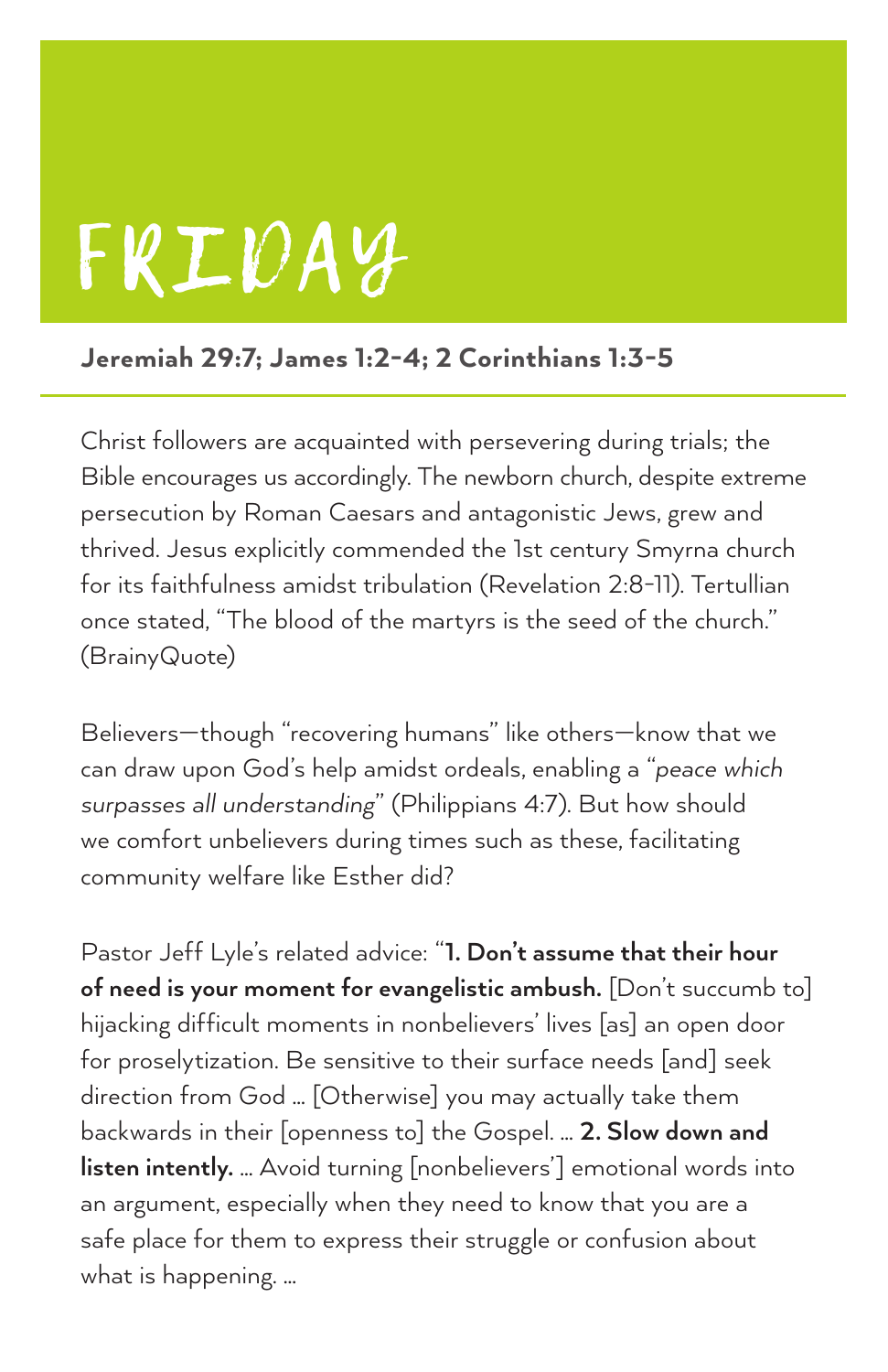# FRIDAY

**Jeremiah 29:7; James 1:2-4; 2 Corinthians 1:3-5**

Christ followers are acquainted with persevering during trials; the Bible encourages us accordingly. The newborn church, despite extreme persecution by Roman Caesars and antagonistic Jews, grew and thrived. Jesus explicitly commended the 1st century Smyrna church for its faithfulness amidst tribulation (Revelation 2:8-11). Tertullian once stated, "The blood of the martyrs is the seed of the church." (BrainyQuote)

Believers—though "recovering humans" like others—know that we can draw upon God's help amidst ordeals, enabling a "*peace which surpasses all understanding*" (Philippians 4:7). But how should we comfort unbelievers during times such as these, facilitating community welfare like Esther did?

Pastor Jeff Lyle's related advice: "**1. Don't assume that their hour of need is your moment for evangelistic ambush.** [Don't succumb to] hijacking difficult moments in nonbelievers' lives [as] an open door for proselytization. Be sensitive to their surface needs [and] seek direction from God … [Otherwise] you may actually take them backwards in their [openness to] the Gospel. … **2. Slow down and listen intently.** … Avoid turning [nonbelievers'] emotional words into an argument, especially when they need to know that you are a safe place for them to express their struggle or confusion about what is happening. …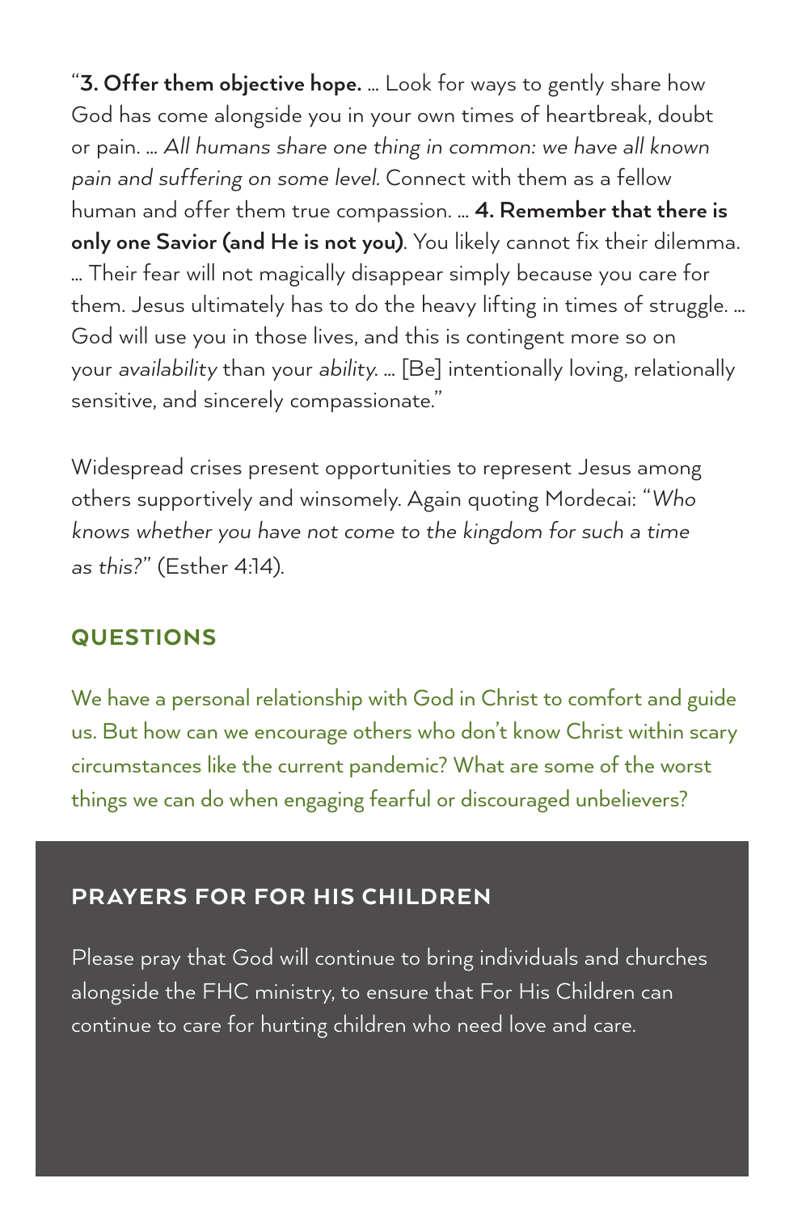"**3. Offer them objective hope.** … Look for ways to gently share how God has come alongside you in your own times of heartbreak, doubt or pain. … *All humans share one thing in common: we have all known pain and suffering on some level.* Connect with them as a fellow human and offer them true compassion. … **4. Remember that there is only one Savior (and He is not you)**. You likely cannot fix their dilemma. … Their fear will not magically disappear simply because you care for them. Jesus ultimately has to do the heavy lifting in times of struggle. … God will use you in those lives, and this is contingent more so on your *availability* than your *ability*. … [Be] intentionally loving, relationally sensitive, and sincerely compassionate."

Widespread crises present opportunities to represent Jesus among others supportively and winsomely. Again quoting Mordecai: "*Who knows whether you have not come to the kingdom for such a time as this?*" (Esther 4:14).

## QUESTIONS

We have a personal relationship with God in Christ to comfort and guide us. But how can we encourage others who don't know Christ within scary circumstances like the current pandemic? What are some of the worst things we can do when engaging fearful or discouraged unbelievers?

## PRAYERS FOR FOR HIS CHILDREN

Please pray that God will continue to bring individuals and churches alongside the FHC ministry, to ensure that For His Children can continue to care for hurting children who need love and care.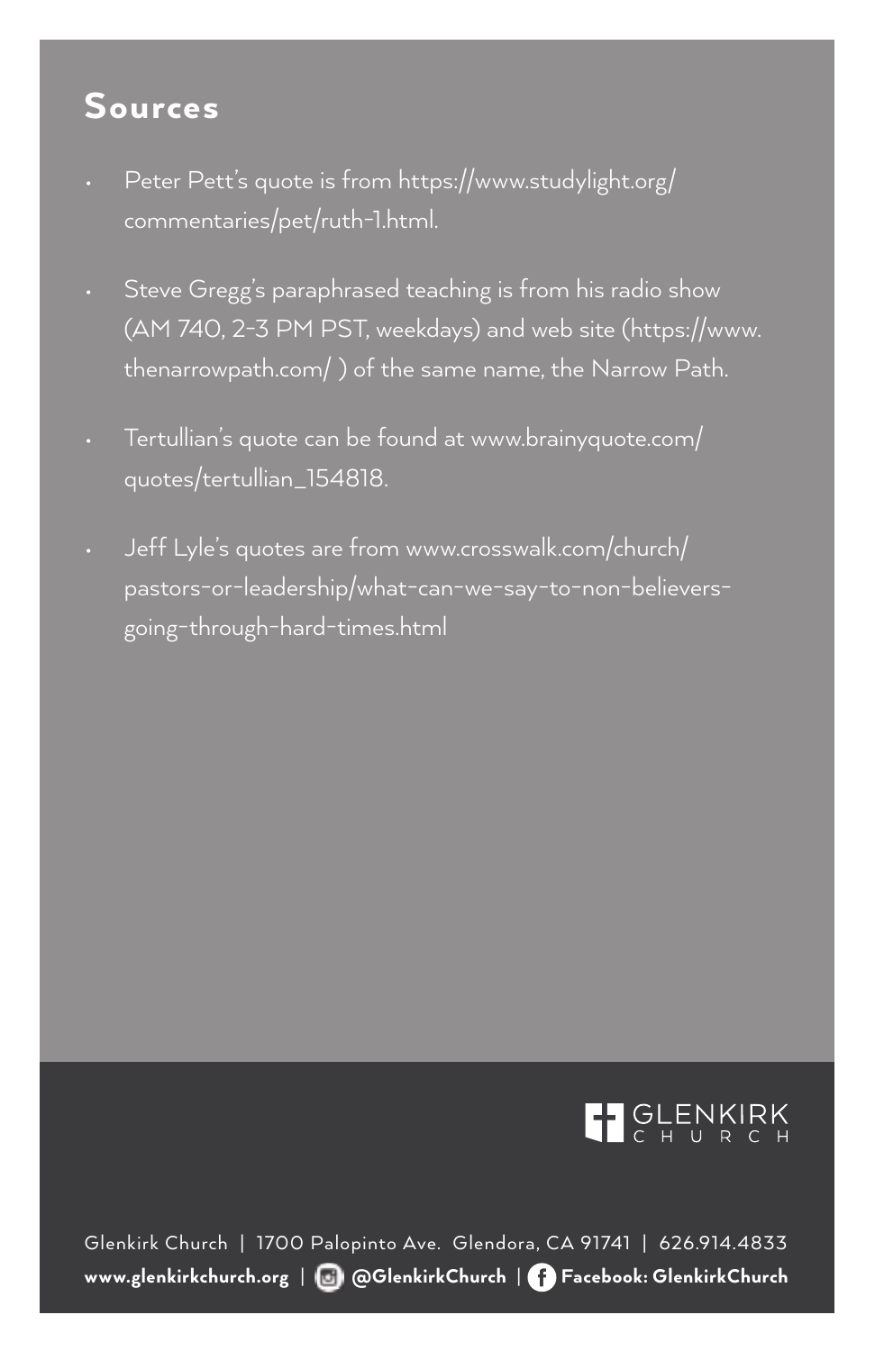## Sources

- Peter Pett's quote is from https://www.studylight.org/commentaries/pet/ruth-1.html.
- Steve Gregg's paraphrased teaching is from his radio show (AM 740, 2-3 PM PST, weekdays) and web site (https://www.thenarrowpath.com/ ) of the same name, the Narrow Path.
- Tertullian's quote can be found at www.brainyquote.com/quotes/tertullian_154818.
- Jeff Lyle's quotes are from www.crosswalk.com/church/pastors-or-leadership/what-can-we-say-to-non-believers-going-through-hard-times.html

GLENKIRK CHURCH

Glenkirk Church | 1700 Palopinto Ave. Glendora, CA 91741 | 626.914.4833

**www.glenkirkchurch.org** | **@GlenkirkChurch** | **Facebook: GlenkirkChurch**